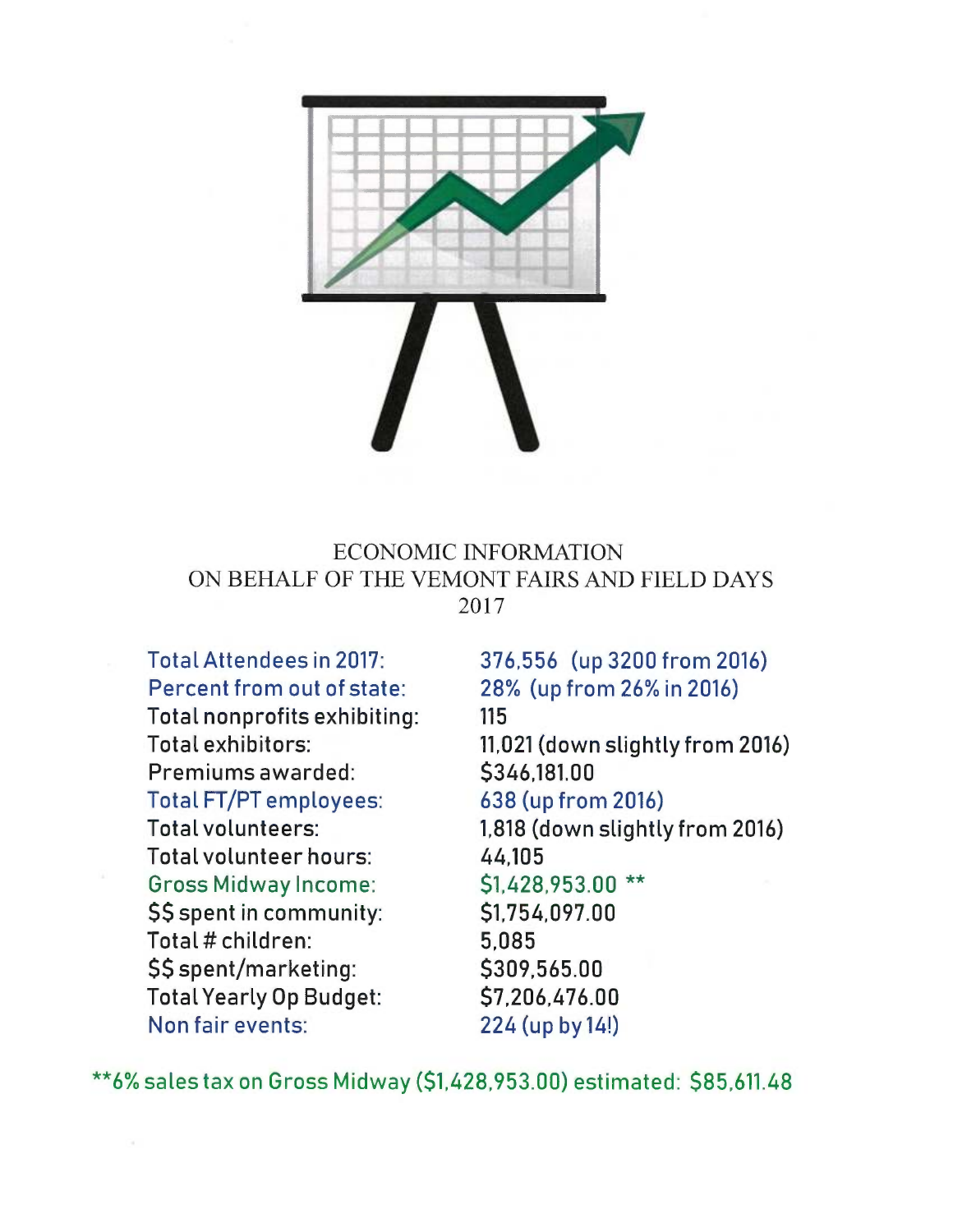# ECONOMIC INFORMATION
## ON BEHALF OF THE VEMONT FAIRS AND FIELD DAYS
## 2017

| | |
|---|---|
| Total Attendees in 2017: | 376,556 (up 3200 from 2016) |
| Percent from out of state: | 28% (up from 26% in 2016) |
| Total nonprofits exhibiting: | 115 |
| Total exhibitors: | 11,021 (down slightly from 2016) |
| Premiums awarded: | $346,181.00 |
| Total FT/PT employees: | 638 (up from 2016) |
| Total volunteers: | 1,818 (down slightly from 2016) |
| Total volunteer hours: | 44,105 |
| Gross Midway Income: | $1,428,953.00 ** |
| $$ spent in community: | $1,754,097.00 |
| Total # children: | 5,085 |
| $$ spent/marketing: | $309,565.00 |
| Total Yearly Op Budget: | $7,206,476.00 |
| Non fair events: | 224 (up by 14!) |

**6% sales tax on Gross Midway ($1,428,953.00) estimated: $85,611.48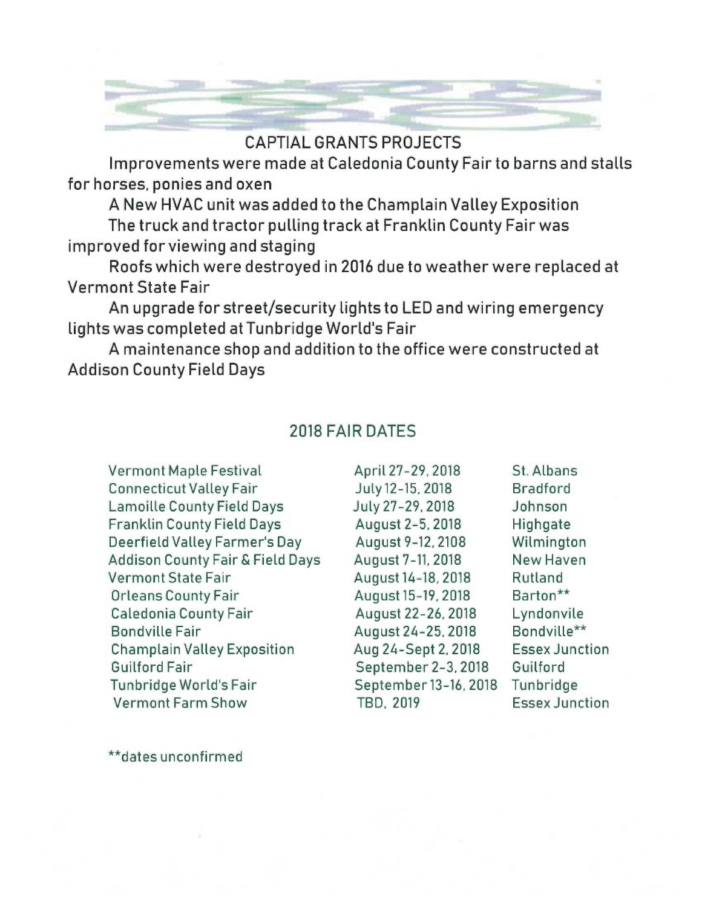## CAPTIAL GRANTS PROJECTS

Improvements were made at Caledonia County Fair to barns and stalls for horses, ponies and oxen

A New HVAC unit was added to the Champlain Valley Exposition

The truck and tractor pulling track at Franklin County Fair was improved for viewing and staging

Roofs which were destroyed in 2016 due to weather were replaced at Vermont State Fair

An upgrade for street/security lights to LED and wiring emergency lights was completed at Tunbridge World's Fair

A maintenance shop and addition to the office were constructed at Addison County Field Days

## 2018 FAIR DATES

| | | |
|---|---|---|
| Vermont Maple Festival | April 27-29, 2018 | St. Albans |
| Connecticut Valley Fair | July 12-15, 2018 | Bradford |
| Lamoille County Field Days | July 27-29, 2018 | Johnson |
| Franklin County Field Days | August 2-5, 2018 | Highgate |
| Deerfield Valley Farmer's Day | August 9-12, 2108 | Wilmington |
| Addison County Fair & Field Days | August 7-11, 2018 | New Haven |
| Vermont State Fair | August 14-18, 2018 | Rutland |
| Orleans County Fair | August 15-19, 2018 | Barton** |
| Caledonia County Fair | August 22-26, 2018 | Lyndonvile |
| Bondville Fair | August 24-25, 2018 | Bondville** |
| Champlain Valley Exposition | Aug 24-Sept 2, 2018 | Essex Junction |
| Guilford Fair | September 2-3, 2018 | Guilford |
| Tunbridge World's Fair | September 13-16, 2018 | Tunbridge |
| Vermont Farm Show | TBD, 2019 | Essex Junction |

**dates unconfirmed